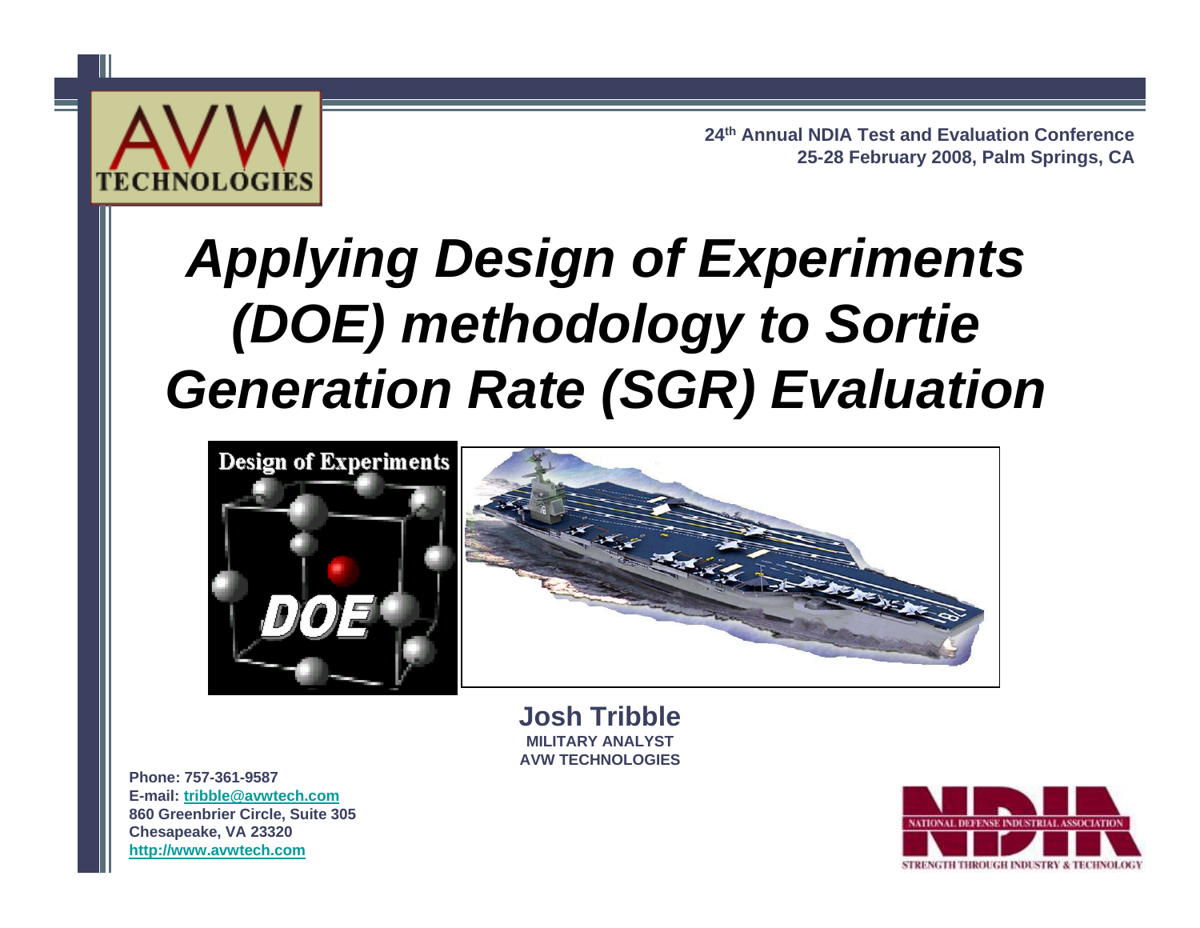24th Annual NDIA Test and Evaluation Conference
25-28 February 2008, Palm Springs, CA

# *Applying Design of Experiments (DOE) methodology to Sortie Generation Rate (SGR) Evaluation*

**Josh Tribble**
**MILITARY ANALYST**
**AVW TECHNOLOGIES**

**Phone: 757-361-9587**
**E-mail: tribble@avwtech.com**
**860 Greenbrier Circle, Suite 305**
**Chesapeake, VA 23320**
**http://www.avwtech.com**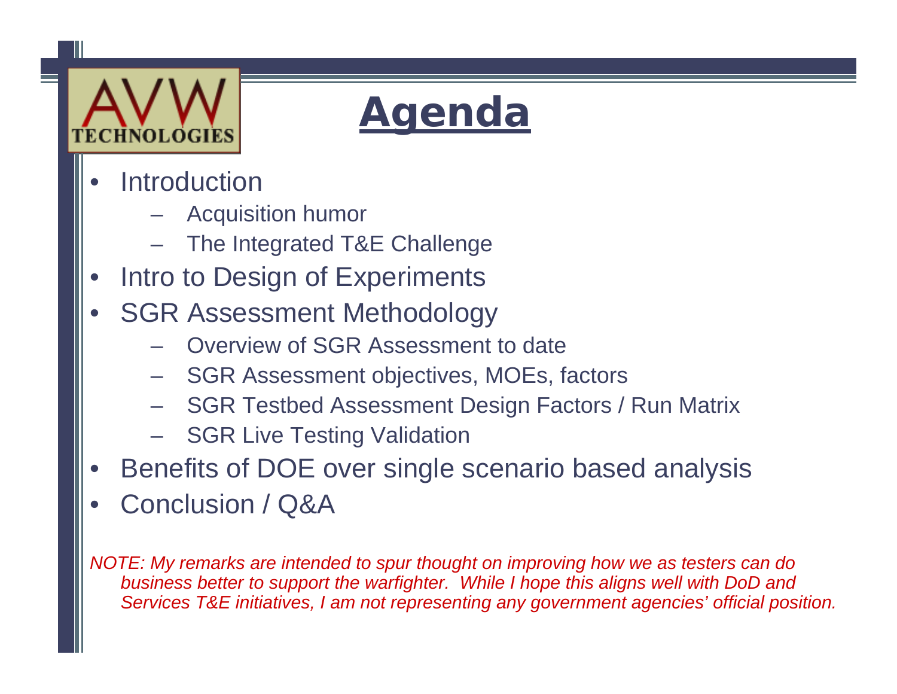# Agenda

- Introduction
  - Acquisition humor
  - The Integrated T&E Challenge
- Intro to Design of Experiments
- SGR Assessment Methodology
  - Overview of SGR Assessment to date
  - SGR Assessment objectives, MOEs, factors
  - SGR Testbed Assessment Design Factors / Run Matrix
  - SGR Live Testing Validation
- Benefits of DOE over single scenario based analysis
- Conclusion / Q&A

*NOTE: My remarks are intended to spur thought on improving how we as testers can do business better to support the warfighter. While I hope this aligns well with DoD and Services T&E initiatives, I am not representing any government agencies' official position.*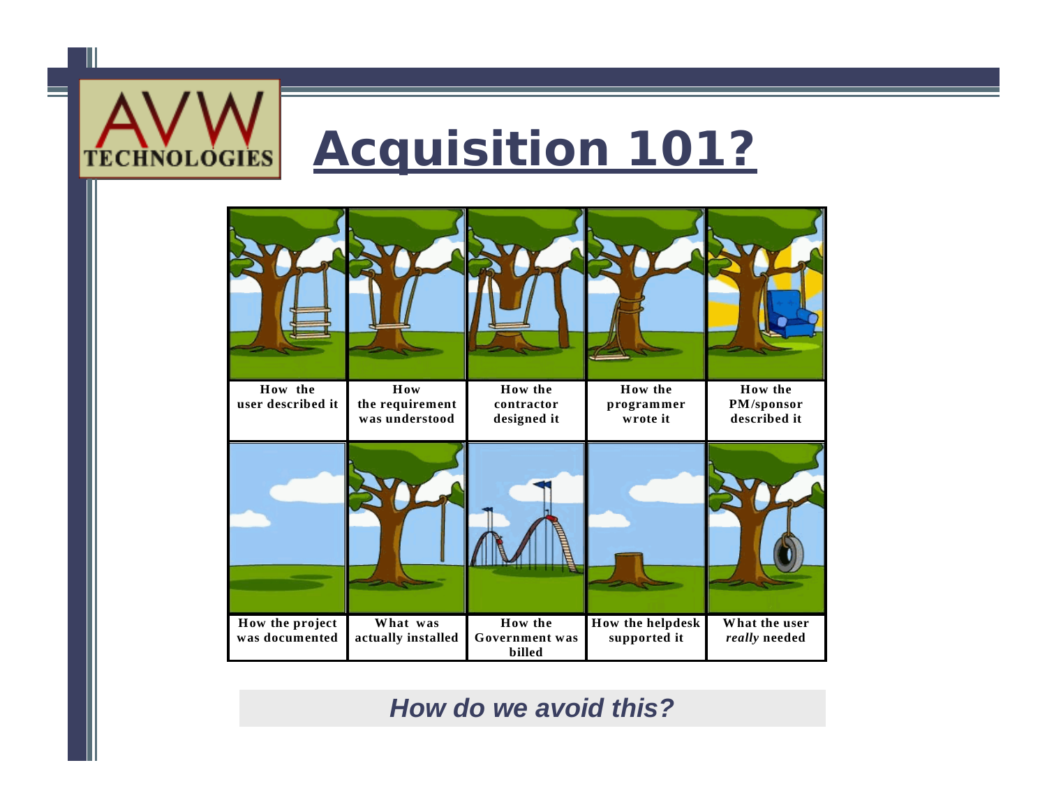# Acquisition 101?

| How the user described it | How the requirement was understood | How the contractor designed it | How the programmer wrote it | How the PM/sponsor described it |
|---|---|---|---|---|
| How the project was documented | What was actually installed | How the Government was billed | How the helpdesk supported it | What the user *really* needed |

***How do we avoid this?***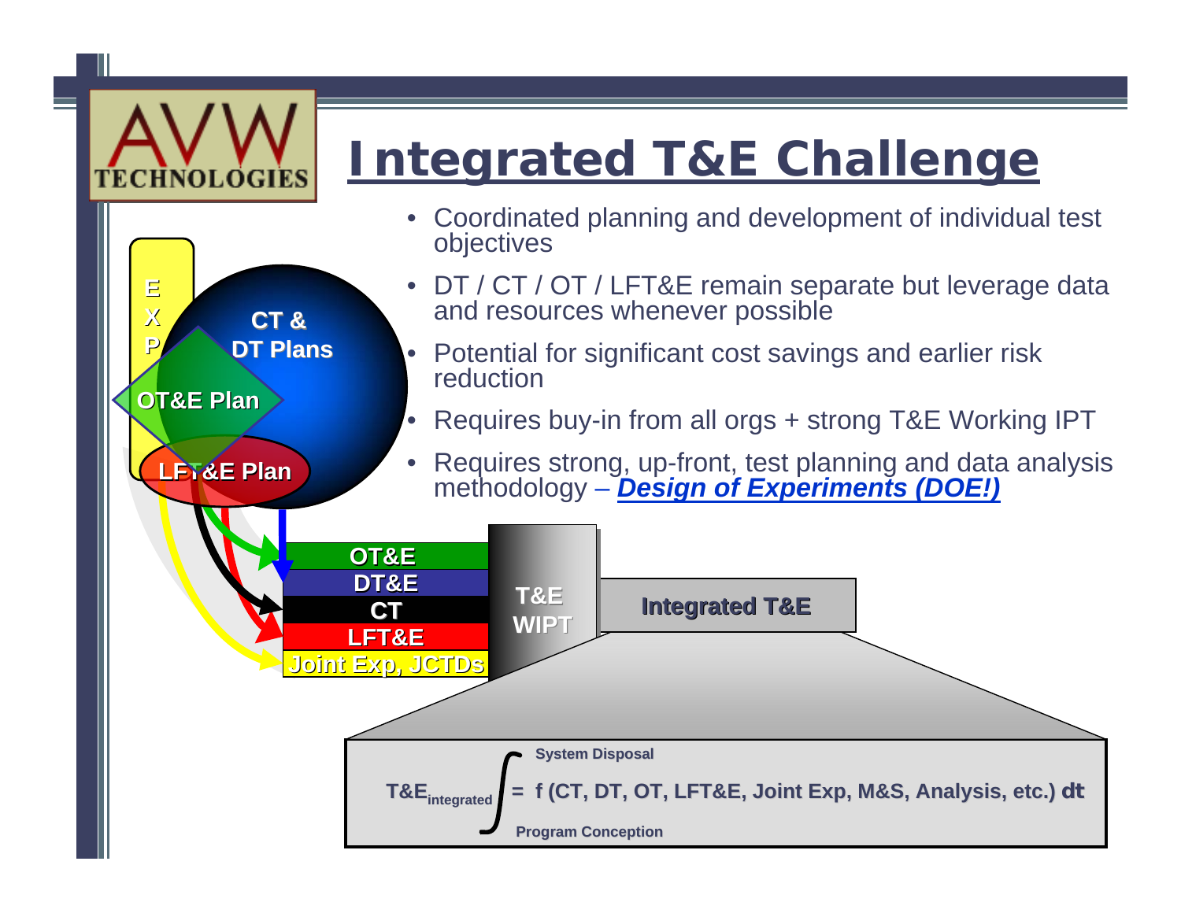# Integrated T&E Challenge

- Coordinated planning and development of individual test objectives
- DT / CT / OT / LFT&E remain separate but leverage data and resources whenever possible
- Potential for significant cost savings and earlier risk reduction
- Requires buy-in from all orgs + strong T&E Working IPT
- Requires strong, up-front, test planning and data analysis methodology – ***Design of Experiments (DOE!)***

EXP

CT & DT Plans

OT&E Plan

LFT&E Plan

OT&E

DT&E

CT

LFT&E

Joint Exp, JCTDs

T&E WIPT

**Integrated T&E**

$$T\&E_{integrated} = \int_{\text{Program Conception}}^{\text{System Disposal}} f\,(CT, DT, OT, LFT\&E, \text{Joint Exp}, M\&S, \text{Analysis, etc.})\, dt$$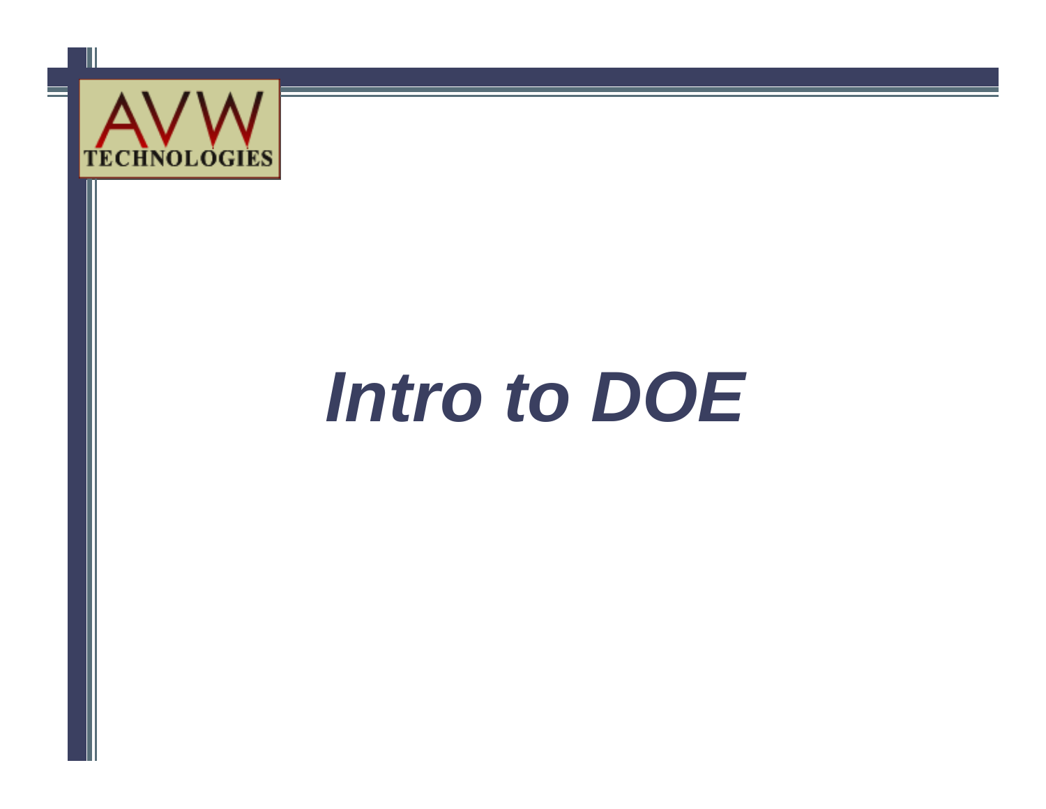# *Intro to DOE*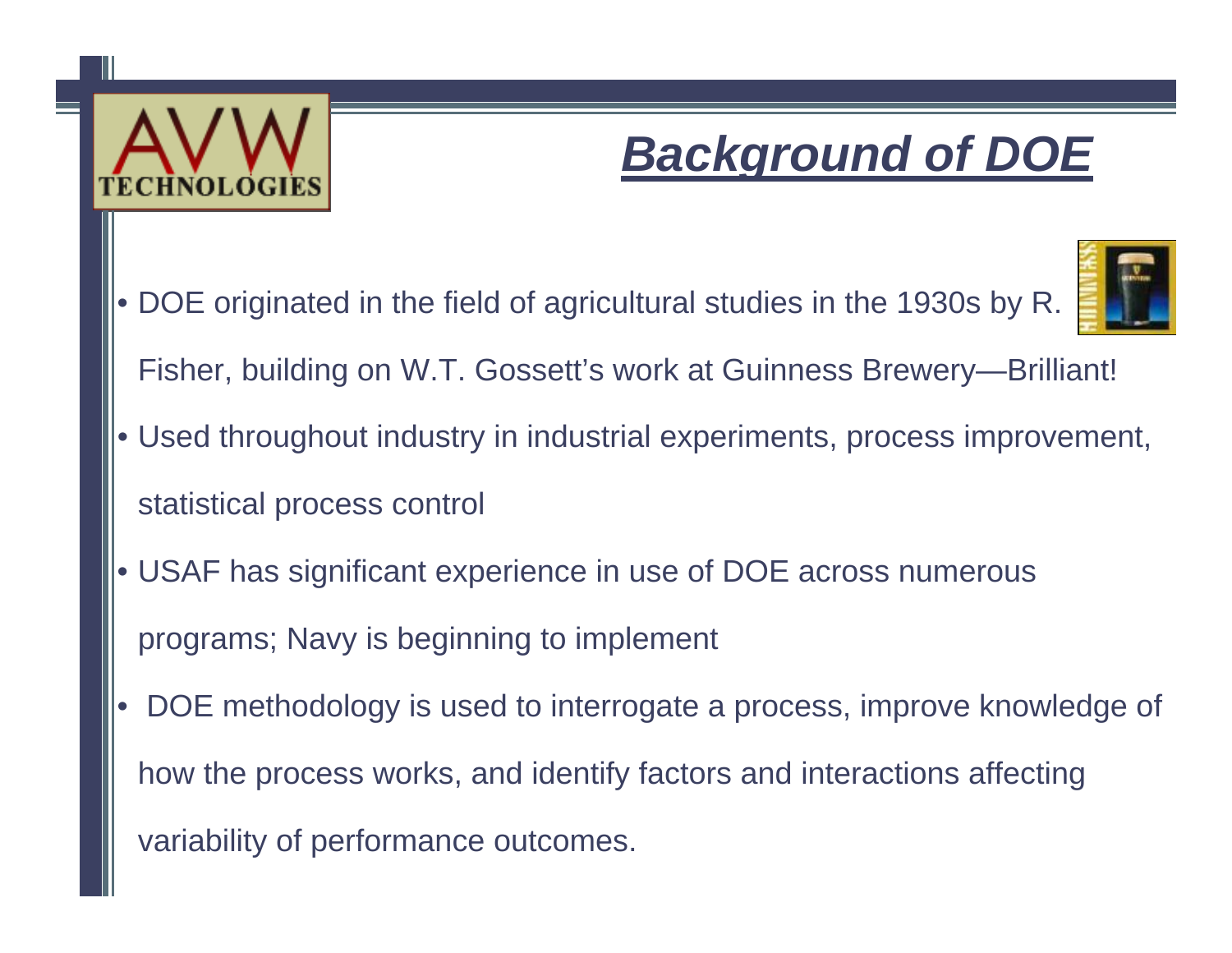# Background of DOE

- DOE originated in the field of agricultural studies in the 1930s by R. Fisher, building on W.T. Gossett's work at Guinness Brewery—Brilliant!
- Used throughout industry in industrial experiments, process improvement, statistical process control
- USAF has significant experience in use of DOE across numerous programs; Navy is beginning to implement
- DOE methodology is used to interrogate a process, improve knowledge of how the process works, and identify factors and interactions affecting variability of performance outcomes.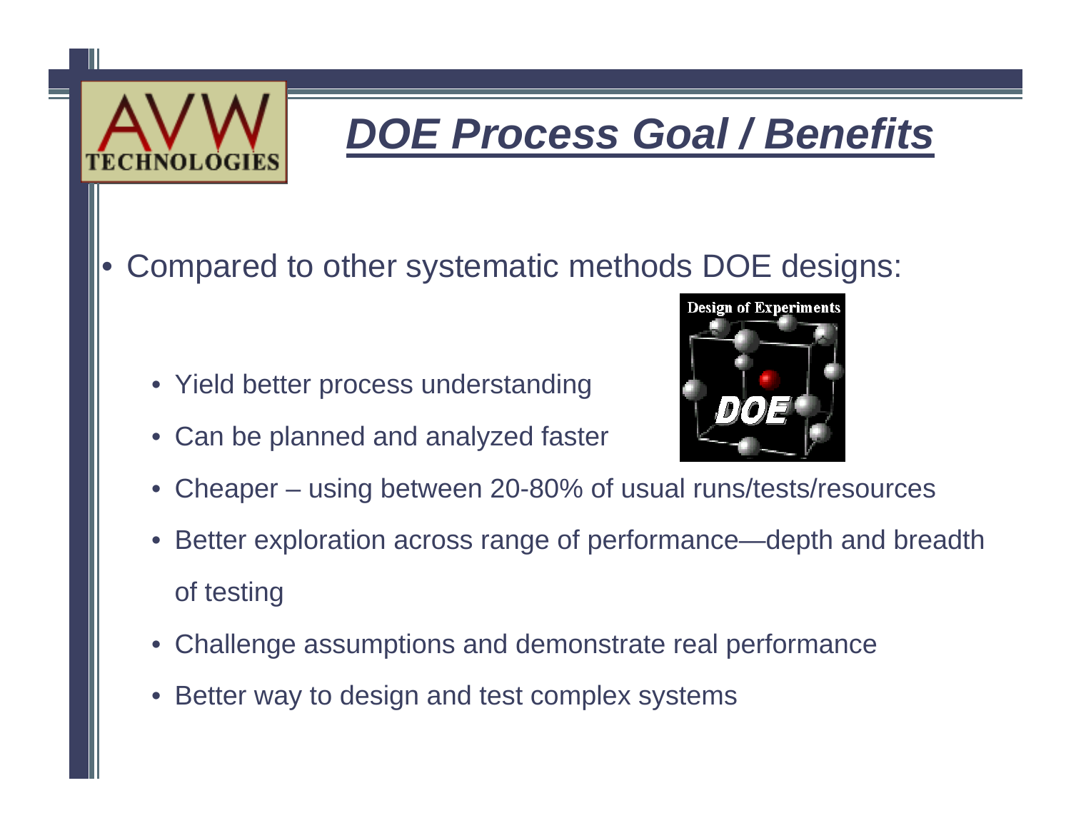# DOE Process Goal / Benefits

- Compared to other systematic methods DOE designs:
  - Yield better process understanding
  - Can be planned and analyzed faster
  - Cheaper – using between 20-80% of usual runs/tests/resources
  - Better exploration across range of performance—depth and breadth of testing
  - Challenge assumptions and demonstrate real performance
  - Better way to design and test complex systems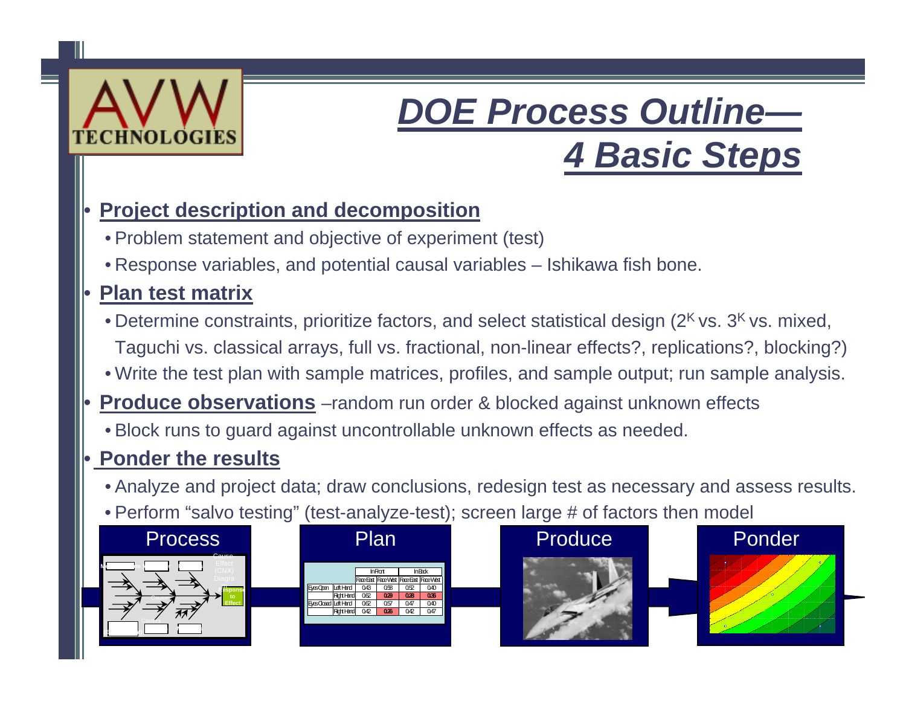# DOE Process Outline—4 Basic Steps

- **Project description and decomposition**
  - Problem statement and objective of experiment (test)
  - Response variables, and potential causal variables – Ishikawa fish bone.
- **Plan test matrix**
  - Determine constraints, prioritize factors, and select statistical design ($2^K$ vs. $3^K$ vs. mixed, Taguchi vs. classical arrays, full vs. fractional, non-linear effects?, replications?, blocking?)
  - Write the test plan with sample matrices, profiles, and sample output; run sample analysis.
- **Produce observations** –random run order & blocked against unknown effects
  - Block runs to guard against uncontrollable unknown effects as needed.
- **Ponder the results**
  - Analyze and project data; draw conclusions, redesign test as necessary and assess results.
  - Perform "salvo testing" (test-analyze-test); screen large # of factors then model

Process | Plan | Produce | Ponder

| | | In Front | | In Back | |
|---|---|---|---|---|---|
| | | Face East | Face West | Face East | Face West |
| Eyes Open | Left Hand | 0.43 | 0.58 | 0.52 | 0.40 |
| | Right Hand | 0.62 | 0.29 | 0.28 | 0.36 |
| Eyes Closed | Left Hand | 0.62 | 0.57 | 0.47 | 0.40 |
| | Right Hand | 0.42 | 0.26 | 0.42 | 0.47 |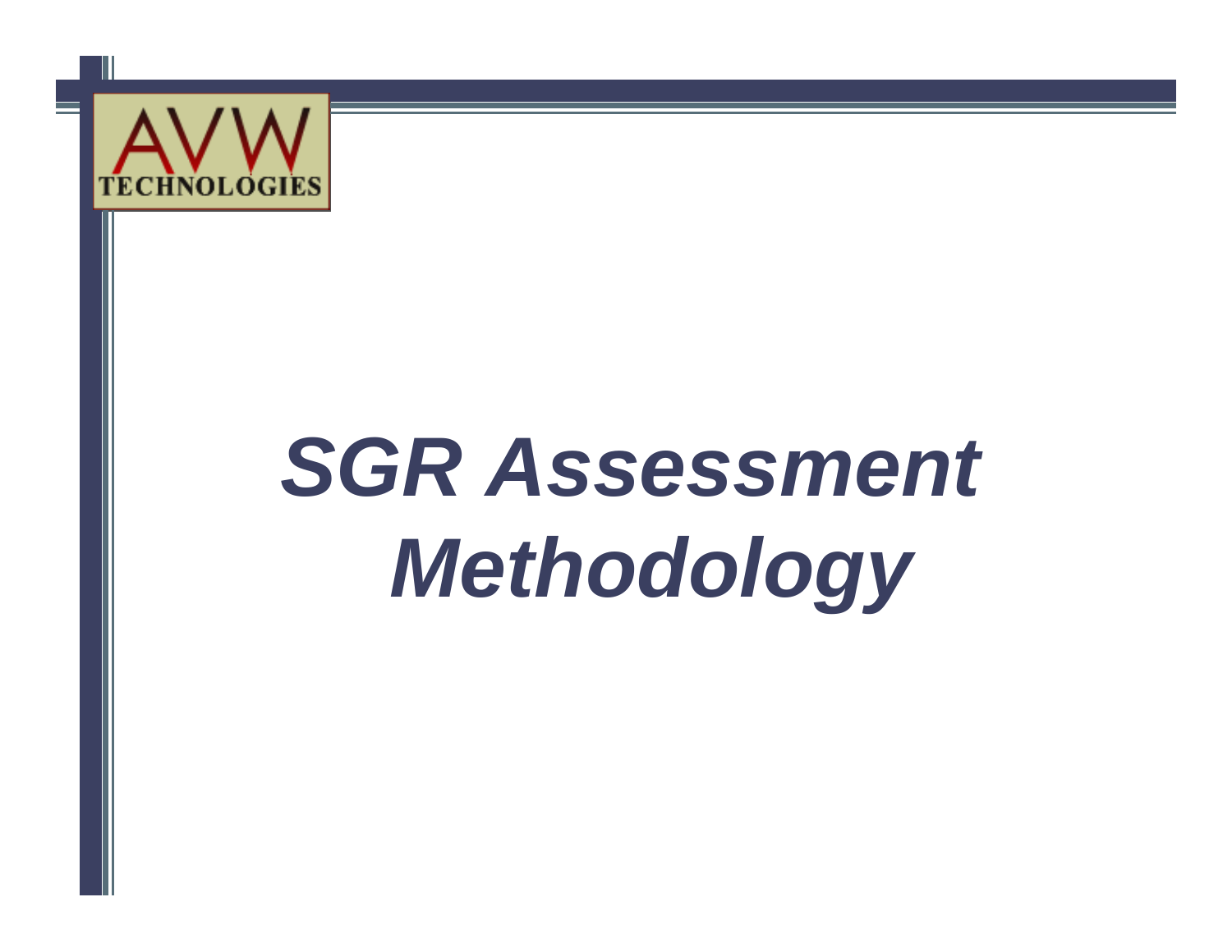# *SGR Assessment Methodology*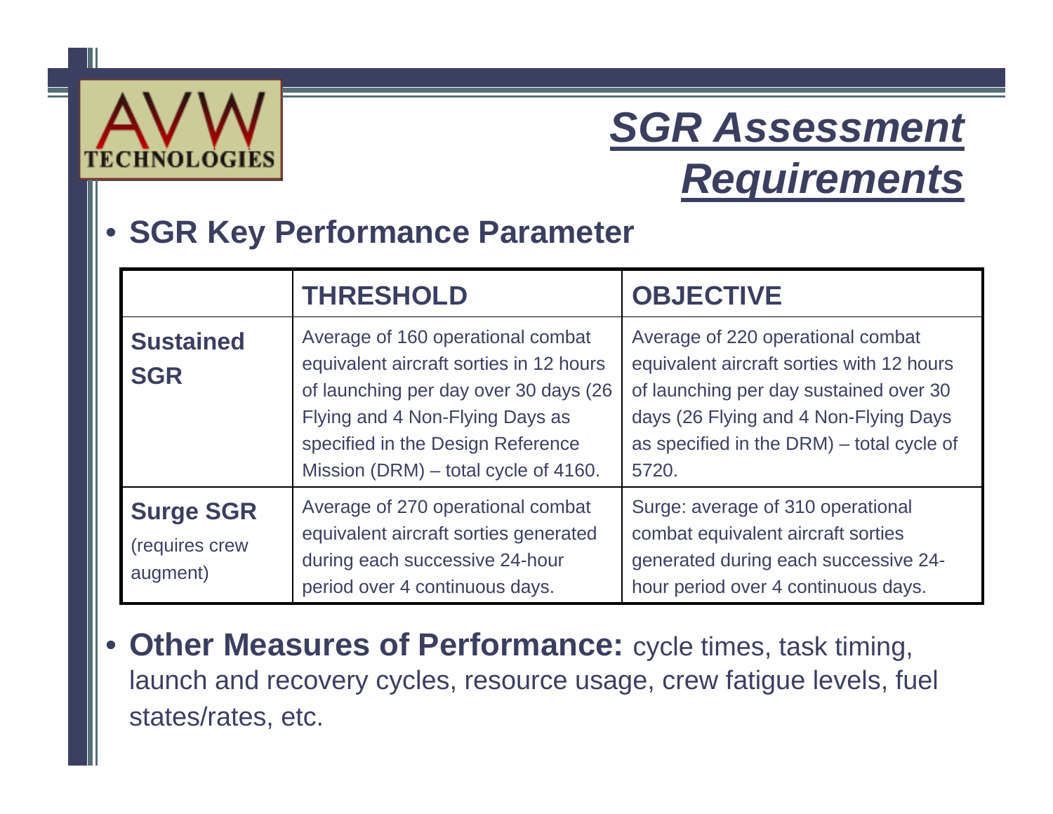# SGR Assessment Requirements

- **SGR Key Performance Parameter**

| | THRESHOLD | OBJECTIVE |
|---|---|---|
| **Sustained SGR** | Average of 160 operational combat equivalent aircraft sorties in 12 hours of launching per day over 30 days (26 Flying and 4 Non-Flying Days as specified in the Design Reference Mission (DRM) – total cycle of 4160. | Average of 220 operational combat equivalent aircraft sorties with 12 hours of launching per day sustained over 30 days (26 Flying and 4 Non-Flying Days as specified in the DRM) – total cycle of 5720. |
| **Surge SGR** (requires crew augment) | Average of 270 operational combat equivalent aircraft sorties generated during each successive 24-hour period over 4 continuous days. | Surge: average of 310 operational combat equivalent aircraft sorties generated during each successive 24-hour period over 4 continuous days. |

- **Other Measures of Performance:** cycle times, task timing, launch and recovery cycles, resource usage, crew fatigue levels, fuel states/rates, etc.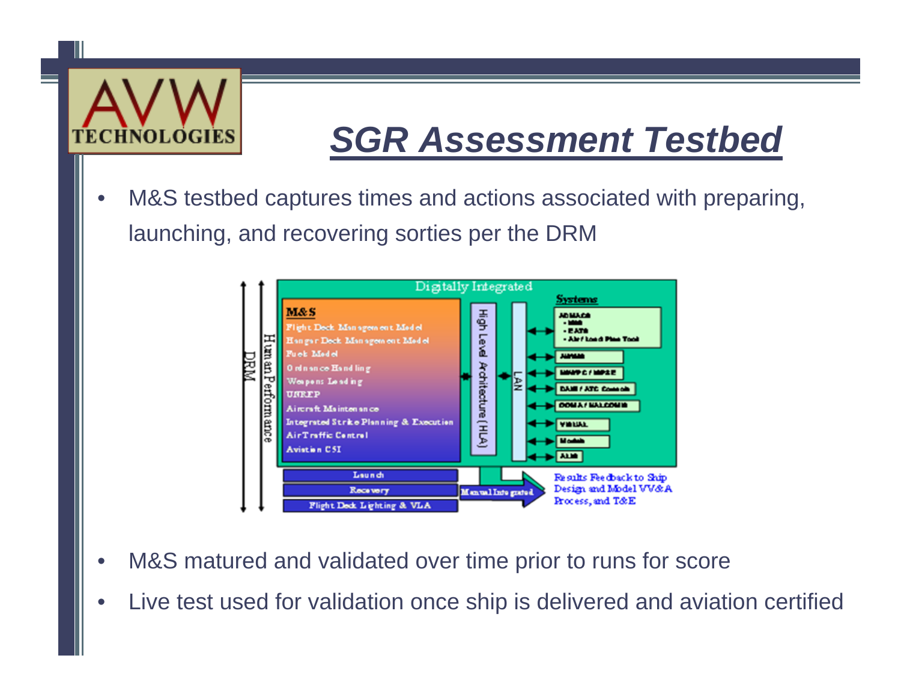# SGR Assessment Testbed

- M&S testbed captures times and actions associated with preparing, launching, and recovering sorties per the DRM

DRM

Human Performance

Digitally Integrated

**M&S**
- Flight Deck Management Model
- Hangar Deck Management Model
- Fuel Model
- Ordnance Handling
- Weapons Loading
- UNREP
- Aircraft Maintenance
- Integrated Strike Planning & Execution
- Air Traffic Control
- Aviation C5I

High Level Architecture (HLA)

LAN

**Systems**
- ADMACS
  - MMS
  - EATS
  - Air / Load Plan Tool
- JMPS
- NAWC / MPSE
- DAMS / ATC Console
- DOMA / NALCOMIS
- VISUAL
- Models
- ALMS

- Launch
- Recovery
- Flight Deck Lighting & VLA

Manual Integrated

Results Feedback to Ship Design and Model VV&A Process, and T&E

- M&S matured and validated over time prior to runs for score
- Live test used for validation once ship is delivered and aviation certified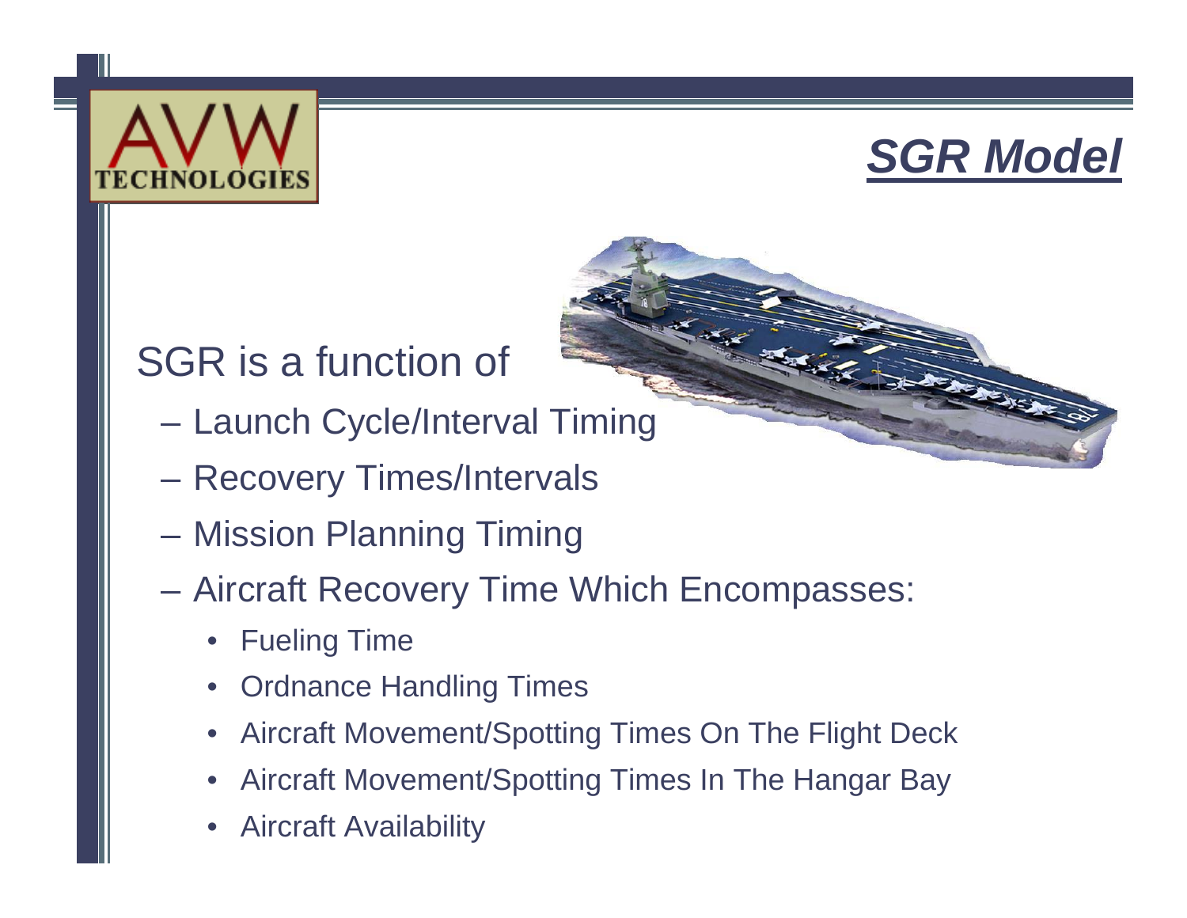## *SGR Model*

SGR is a function of

- Launch Cycle/Interval Timing
- Recovery Times/Intervals
- Mission Planning Timing
- Aircraft Recovery Time Which Encompasses:
  - Fueling Time
  - Ordnance Handling Times
  - Aircraft Movement/Spotting Times On The Flight Deck
  - Aircraft Movement/Spotting Times In The Hangar Bay
  - Aircraft Availability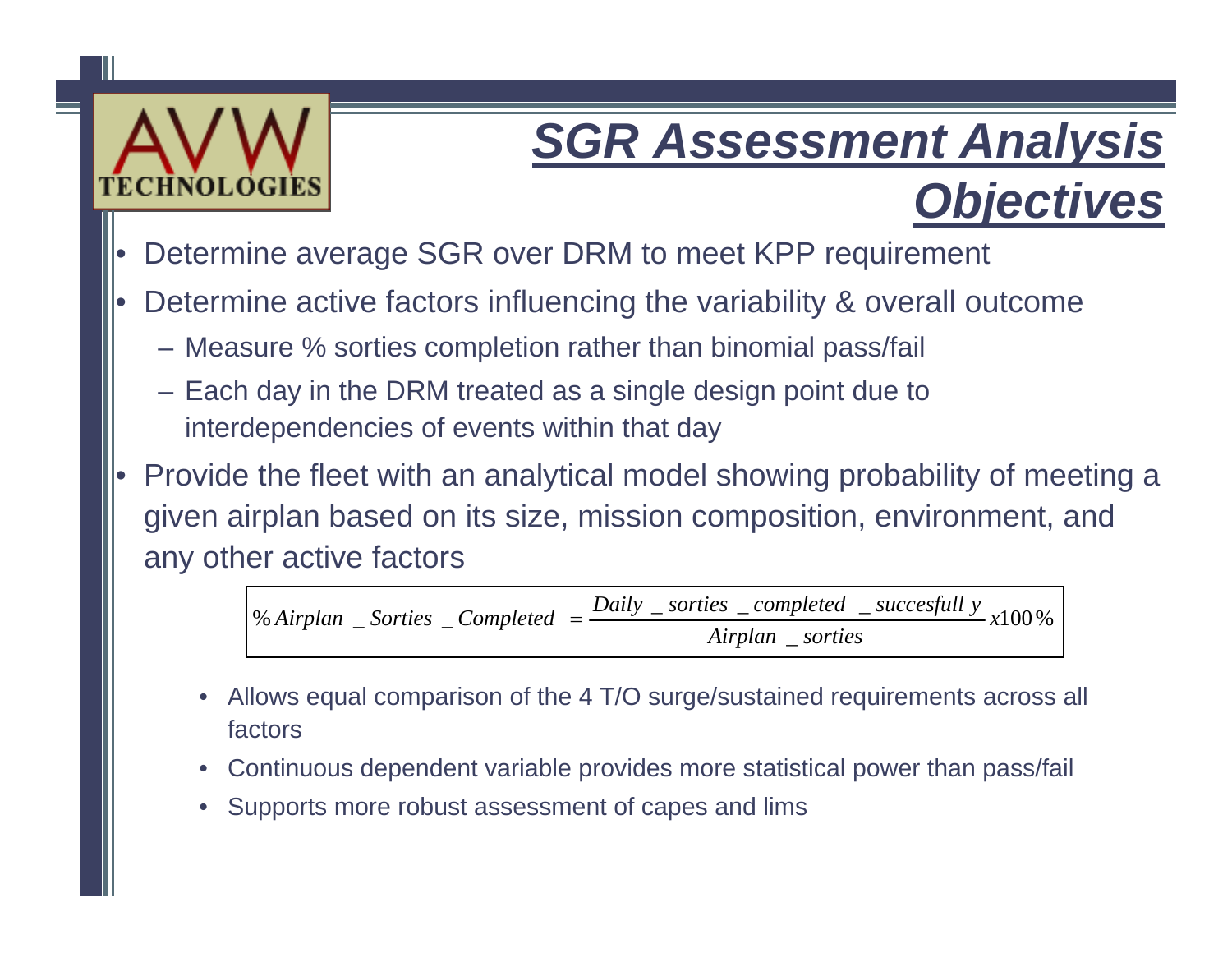# SGR Assessment Analysis Objectives

- Determine average SGR over DRM to meet KPP requirement
- Determine active factors influencing the variability & overall outcome
  - Measure % sorties completion rather than binomial pass/fail
  - Each day in the DRM treated as a single design point due to interdependencies of events within that day
- Provide the fleet with an analytical model showing probability of meeting a given airplan based on its size, mission composition, environment, and any other active factors

$$\%Airplan\_Sorties\_Completed = \frac{Daily\_sorties\_completed\_succesfully}{Airplan\_sorties} x100\%$$

  - Allows equal comparison of the 4 T/O surge/sustained requirements across all factors
  - Continuous dependent variable provides more statistical power than pass/fail
  - Supports more robust assessment of capes and lims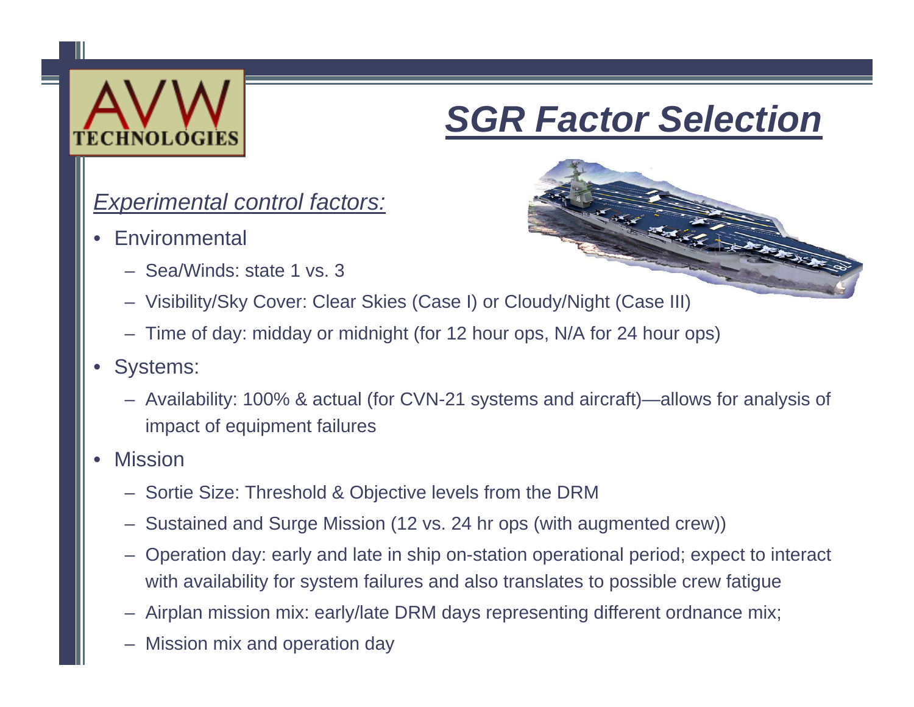# SGR Factor Selection

*Experimental control factors:*

- Environmental
  - Sea/Winds: state 1 vs. 3
  - Visibility/Sky Cover: Clear Skies (Case I) or Cloudy/Night (Case III)
  - Time of day: midday or midnight (for 12 hour ops, N/A for 24 hour ops)
- Systems:
  - Availability: 100% & actual (for CVN-21 systems and aircraft)—allows for analysis of impact of equipment failures
- Mission
  - Sortie Size: Threshold & Objective levels from the DRM
  - Sustained and Surge Mission (12 vs. 24 hr ops (with augmented crew))
  - Operation day: early and late in ship on-station operational period; expect to interact with availability for system failures and also translates to possible crew fatigue
  - Airplan mission mix: early/late DRM days representing different ordnance mix;
  - Mission mix and operation day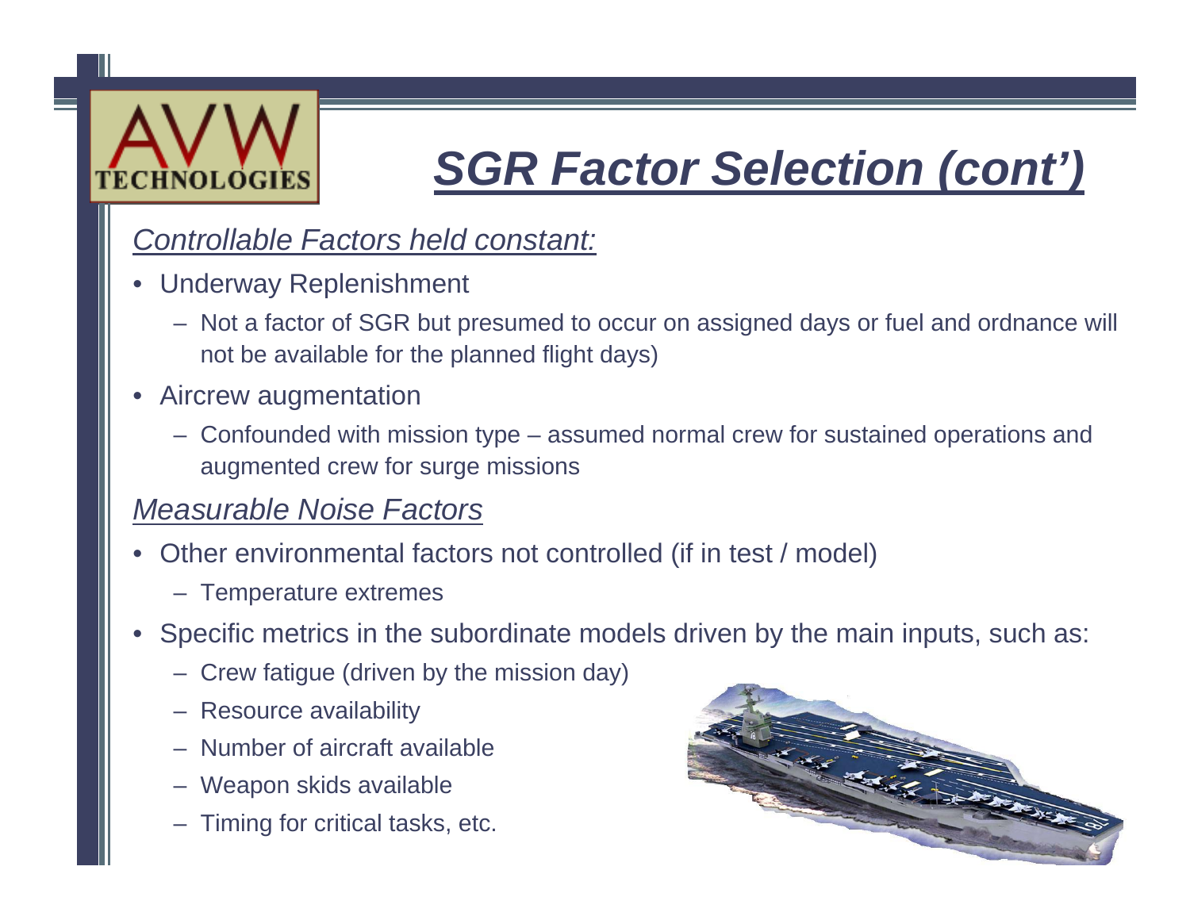# SGR Factor Selection (cont')

*Controllable Factors held constant:*

- Underway Replenishment
  - Not a factor of SGR but presumed to occur on assigned days or fuel and ordnance will not be available for the planned flight days)
- Aircrew augmentation
  - Confounded with mission type – assumed normal crew for sustained operations and augmented crew for surge missions

*Measurable Noise Factors*

- Other environmental factors not controlled (if in test / model)
  - Temperature extremes
- Specific metrics in the subordinate models driven by the main inputs, such as:
  - Crew fatigue (driven by the mission day)
  - Resource availability
  - Number of aircraft available
  - Weapon skids available
  - Timing for critical tasks, etc.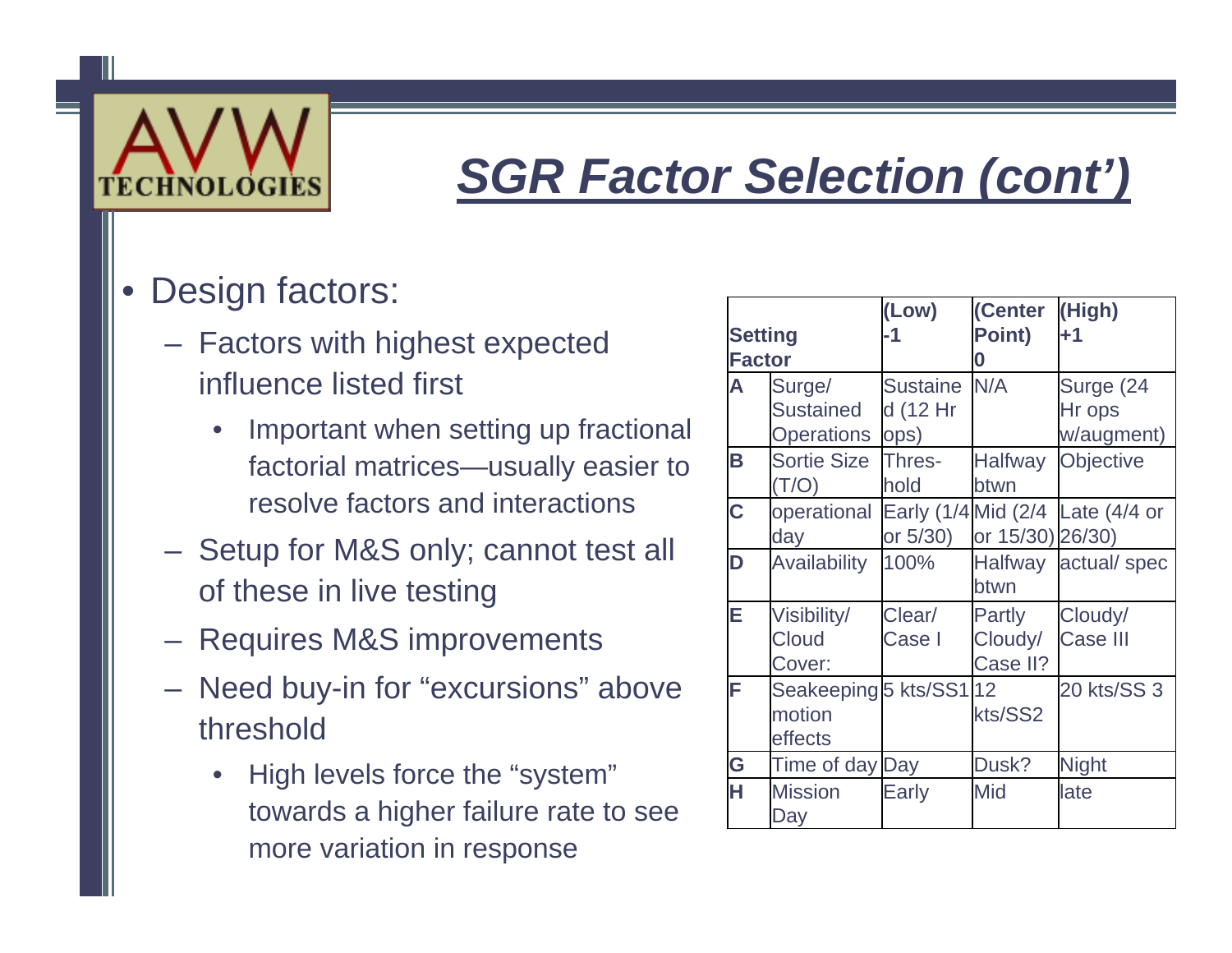# SGR Factor Selection (cont')

- Design factors:
  - Factors with highest expected influence listed first
    - Important when setting up fractional factorial matrices—usually easier to resolve factors and interactions
  - Setup for M&S only; cannot test all of these in live testing
  - Requires M&S improvements
  - Need buy-in for "excursions" above threshold
    - High levels force the "system" towards a higher failure rate to see more variation in response

| Setting Factor | | (Low) -1 | (Center Point) 0 | (High) +1 |
|---|---|---|---|---|
| A | Surge/ Sustained Operations | Sustained (12 Hr ops) | N/A | Surge (24 Hr ops w/augment) |
| B | Sortie Size (T/O) | Thres-hold | Halfway btwn | Objective |
| C | operational day | Early (1/4 or 5/30) | Mid (2/4 or 15/30) | Late (4/4 or 26/30) |
| D | Availability | 100% | Halfway btwn | actual/ spec |
| E | Visibility/ Cloud Cover: | Clear/ Case I | Partly Cloudy/ Case II? | Cloudy/ Case III |
| F | Seakeeping motion effects | 5 kts/SS1 | 12 kts/SS2 | 20 kts/SS 3 |
| G | Time of day | Day | Dusk? | Night |
| H | Mission Day | Early | Mid | late |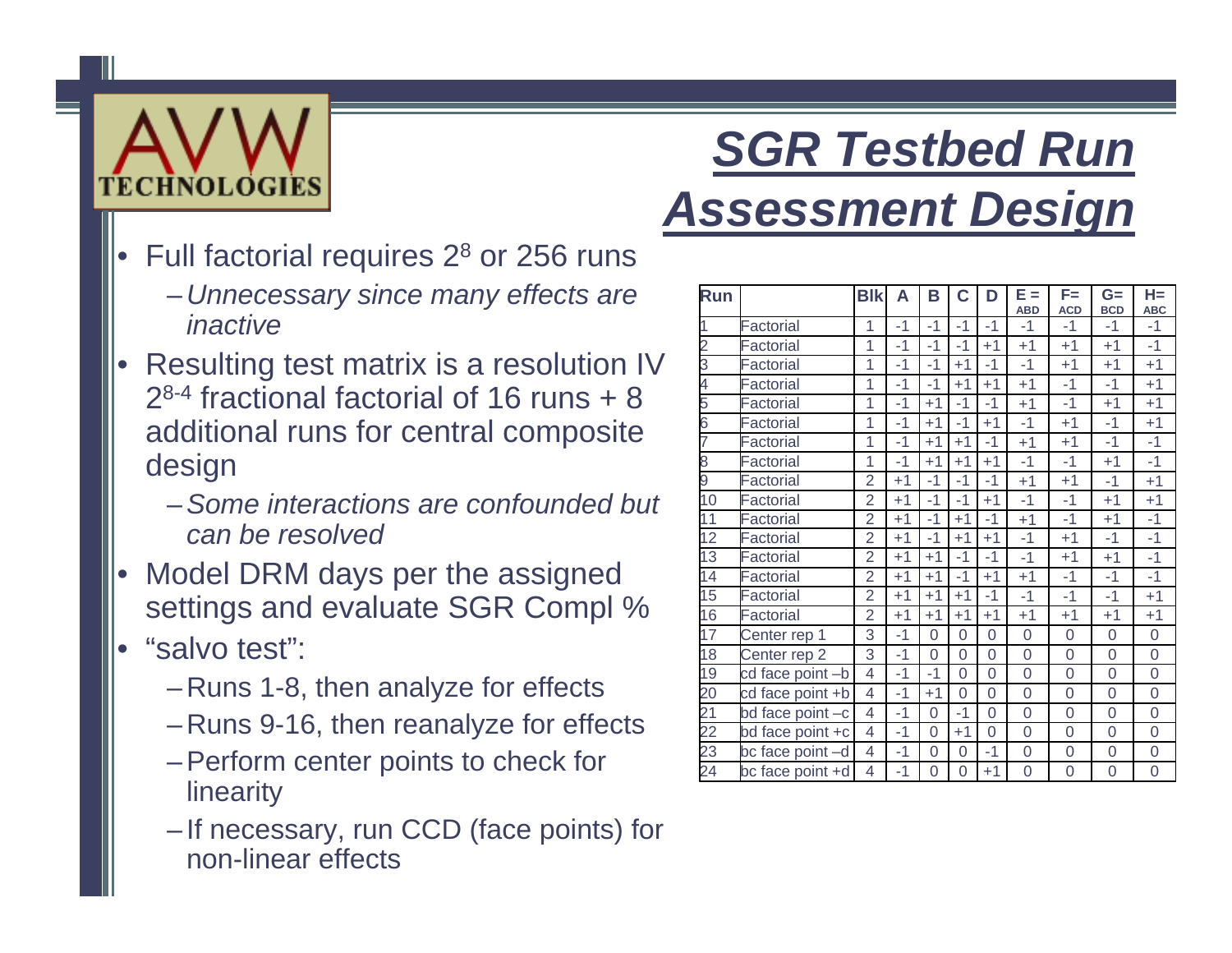# SGR Testbed Run Assessment Design

- Full factorial requires $2^8$ or 256 runs
  - *Unnecessary since many effects are inactive*
- Resulting test matrix is a resolution IV $2^{8-4}$ fractional factorial of 16 runs + 8 additional runs for central composite design
  - *Some interactions are confounded but can be resolved*
- Model DRM days per the assigned settings and evaluate SGR Compl %
- "salvo test":
  - Runs 1-8, then analyze for effects
  - Runs 9-16, then reanalyze for effects
  - Perform center points to check for linearity
  - If necessary, run CCD (face points) for non-linear effects

| Run | | Blk | A | B | C | D | E = ABD | F= ACD | G= BCD | H= ABC |
|---|---|---|---|---|---|---|---|---|---|---|
| 1 | Factorial | 1 | -1 | -1 | -1 | -1 | -1 | -1 | -1 | -1 |
| 2 | Factorial | 1 | -1 | -1 | -1 | +1 | +1 | +1 | +1 | -1 |
| 3 | Factorial | 1 | -1 | -1 | +1 | -1 | -1 | +1 | +1 | +1 |
| 4 | Factorial | 1 | -1 | -1 | +1 | +1 | +1 | -1 | -1 | +1 |
| 5 | Factorial | 1 | -1 | +1 | -1 | -1 | +1 | -1 | +1 | +1 |
| 6 | Factorial | 1 | -1 | +1 | -1 | +1 | -1 | +1 | -1 | +1 |
| 7 | Factorial | 1 | -1 | +1 | +1 | -1 | +1 | +1 | -1 | -1 |
| 8 | Factorial | 1 | -1 | +1 | +1 | +1 | -1 | -1 | +1 | -1 |
| 9 | Factorial | 2 | +1 | -1 | -1 | -1 | +1 | +1 | -1 | +1 |
| 10 | Factorial | 2 | +1 | -1 | -1 | +1 | -1 | -1 | +1 | +1 |
| 11 | Factorial | 2 | +1 | -1 | +1 | -1 | +1 | -1 | +1 | -1 |
| 12 | Factorial | 2 | +1 | -1 | +1 | +1 | -1 | +1 | -1 | -1 |
| 13 | Factorial | 2 | +1 | +1 | -1 | -1 | -1 | +1 | +1 | -1 |
| 14 | Factorial | 2 | +1 | +1 | -1 | +1 | +1 | -1 | -1 | -1 |
| 15 | Factorial | 2 | +1 | +1 | +1 | -1 | -1 | -1 | -1 | +1 |
| 16 | Factorial | 2 | +1 | +1 | +1 | +1 | +1 | +1 | +1 | +1 |
| 17 | Center rep 1 | 3 | -1 | 0 | 0 | 0 | 0 | 0 | 0 | 0 |
| 18 | Center rep 2 | 3 | -1 | 0 | 0 | 0 | 0 | 0 | 0 | 0 |
| 19 | cd face point –b | 4 | -1 | -1 | 0 | 0 | 0 | 0 | 0 | 0 |
| 20 | cd face point +b | 4 | -1 | +1 | 0 | 0 | 0 | 0 | 0 | 0 |
| 21 | bd face point –c | 4 | -1 | 0 | -1 | 0 | 0 | 0 | 0 | 0 |
| 22 | bd face point +c | 4 | -1 | 0 | +1 | 0 | 0 | 0 | 0 | 0 |
| 23 | bc face point –d | 4 | -1 | 0 | 0 | -1 | 0 | 0 | 0 | 0 |
| 24 | bc face point +d | 4 | -1 | 0 | 0 | +1 | 0 | 0 | 0 | 0 |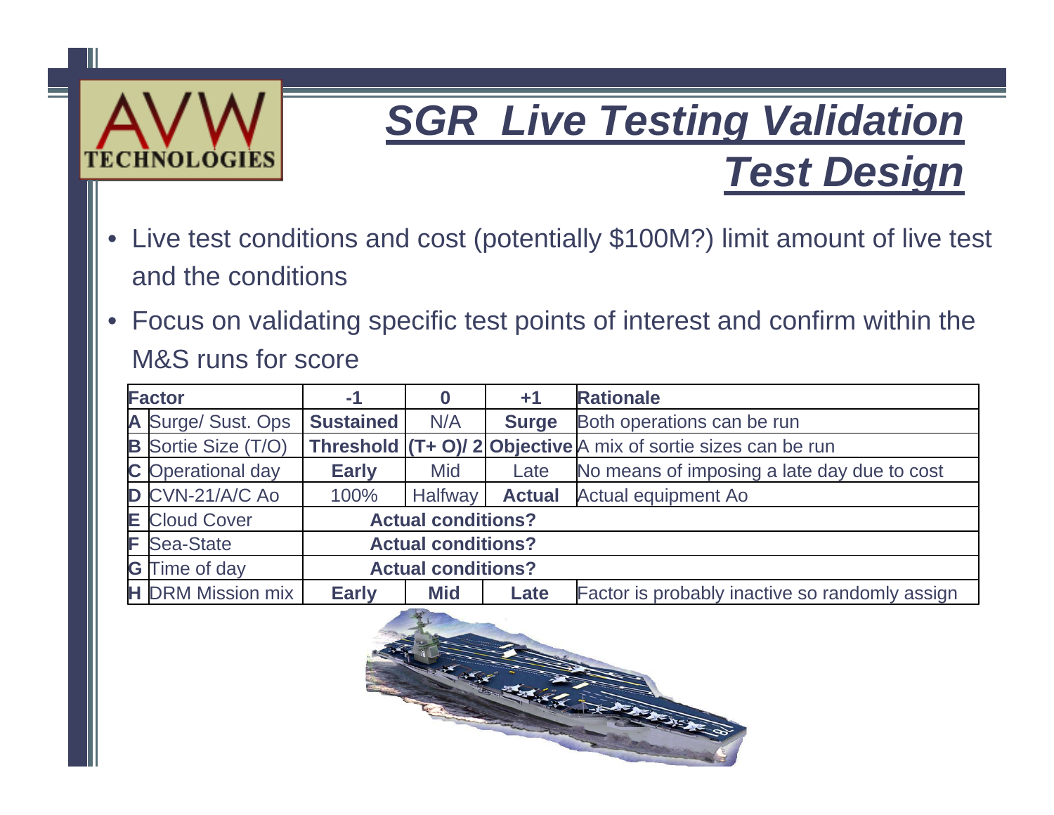# SGR Live Testing Validation Test Design

- Live test conditions and cost (potentially $100M?) limit amount of live test and the conditions
- Focus on validating specific test points of interest and confirm within the M&S runs for score

| Factor | | -1 | 0 | +1 | Rationale |
|---|---|---|---|---|---|
| A | Surge/ Sust. Ops | **Sustained** | N/A | **Surge** | Both operations can be run |
| B | Sortie Size (T/O) | **Threshold** | **(T+ O)/ 2** | **Objective** | A mix of sortie sizes can be run |
| C | Operational day | **Early** | Mid | Late | No means of imposing a late day due to cost |
| D | CVN-21/A/C Ao | 100% | Halfway | **Actual** | Actual equipment Ao |
| E | Cloud Cover | **Actual conditions?** | | | |
| F | Sea-State | **Actual conditions?** | | | |
| G | Time of day | **Actual conditions?** | | | |
| H | DRM Mission mix | **Early** | **Mid** | **Late** | Factor is probably inactive so randomly assign |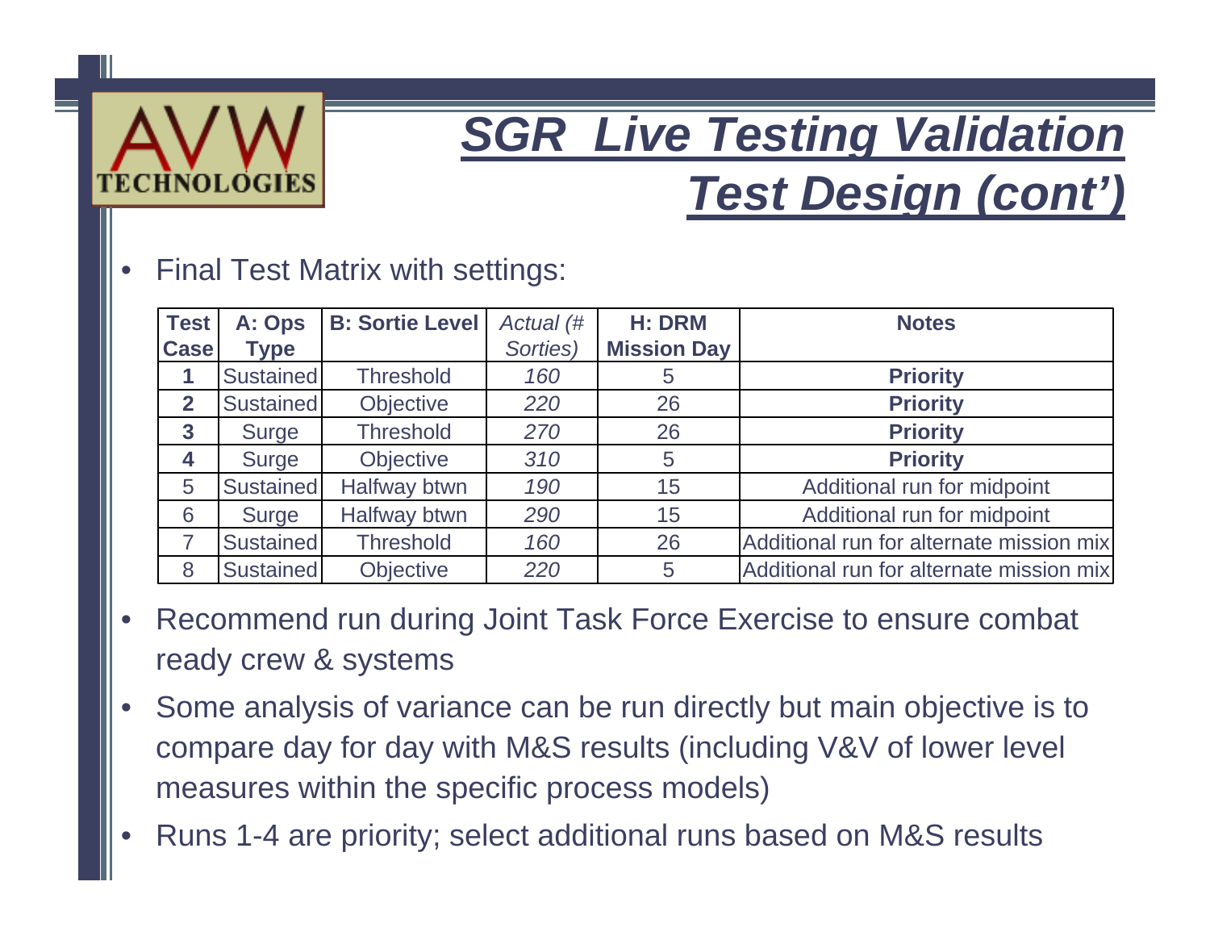# SGR Live Testing Validation Test Design (cont')

- Final Test Matrix with settings:

| Test Case | A: Ops Type | B: Sortie Level | *Actual (# Sorties)* | H: DRM Mission Day | Notes |
|---|---|---|---|---|---|
| **1** | Sustained | Threshold | *160* | 5 | **Priority** |
| **2** | Sustained | Objective | *220* | 26 | **Priority** |
| **3** | Surge | Threshold | *270* | 26 | **Priority** |
| **4** | Surge | Objective | *310* | 5 | **Priority** |
| 5 | Sustained | Halfway btwn | *190* | 15 | Additional run for midpoint |
| 6 | Surge | Halfway btwn | *290* | 15 | Additional run for midpoint |
| 7 | Sustained | Threshold | *160* | 26 | Additional run for alternate mission mix |
| 8 | Sustained | Objective | *220* | 5 | Additional run for alternate mission mix |

- Recommend run during Joint Task Force Exercise to ensure combat ready crew & systems
- Some analysis of variance can be run directly but main objective is to compare day for day with M&S results (including V&V of lower level measures within the specific process models)
- Runs 1-4 are priority; select additional runs based on M&S results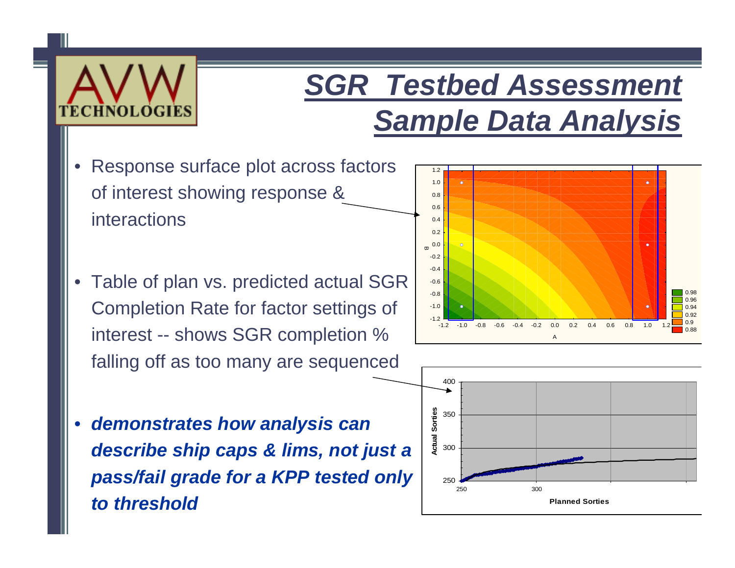# *SGR Testbed Assessment Sample Data Analysis*

- Response surface plot across factors of interest showing response & interactions
- Table of plan vs. predicted actual SGR Completion Rate for factor settings of interest -- shows SGR completion % falling off as too many are sequenced
- ***demonstrates how analysis can describe ship caps & lims, not just a pass/fail grade for a KPP tested only to threshold***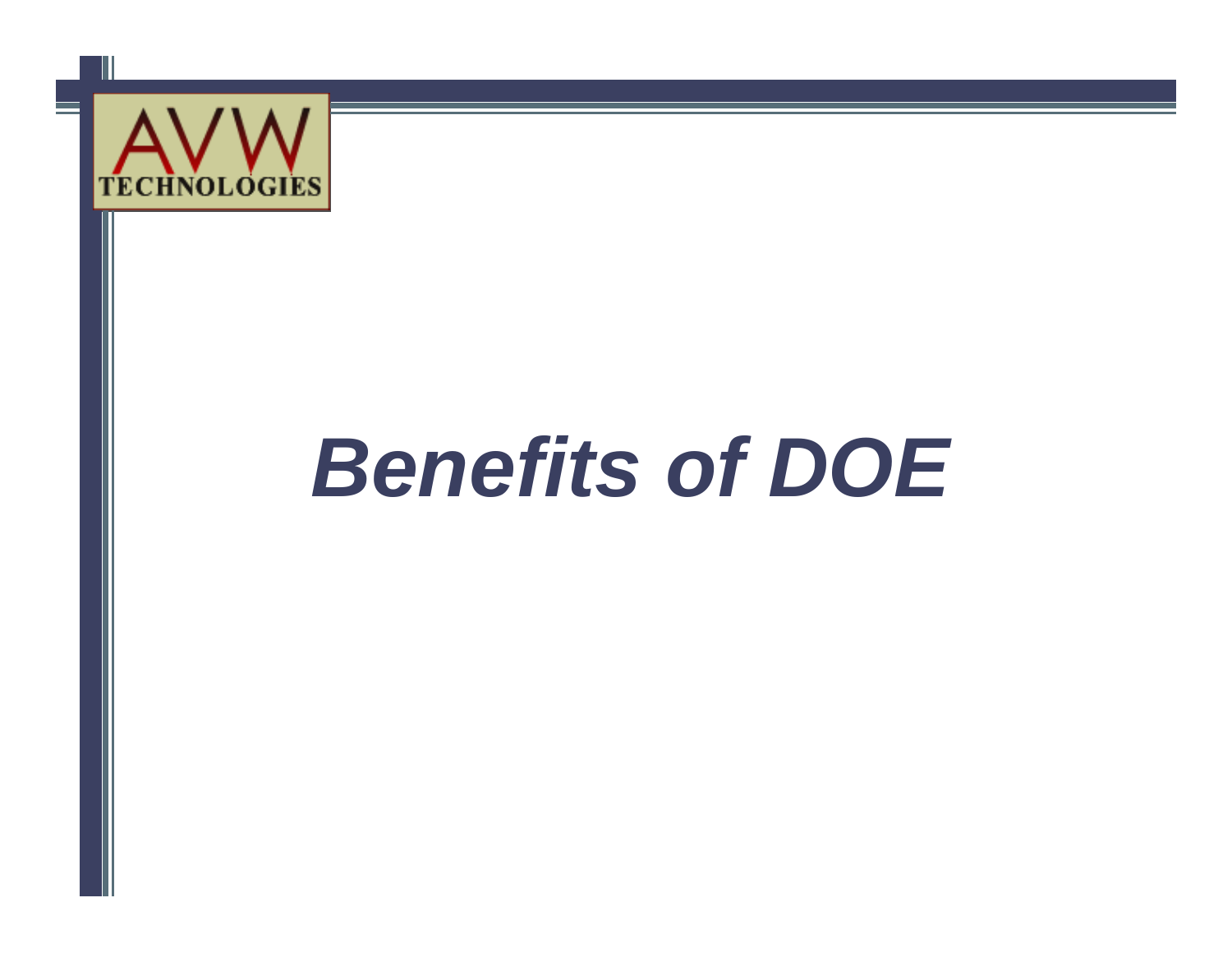# *Benefits of DOE*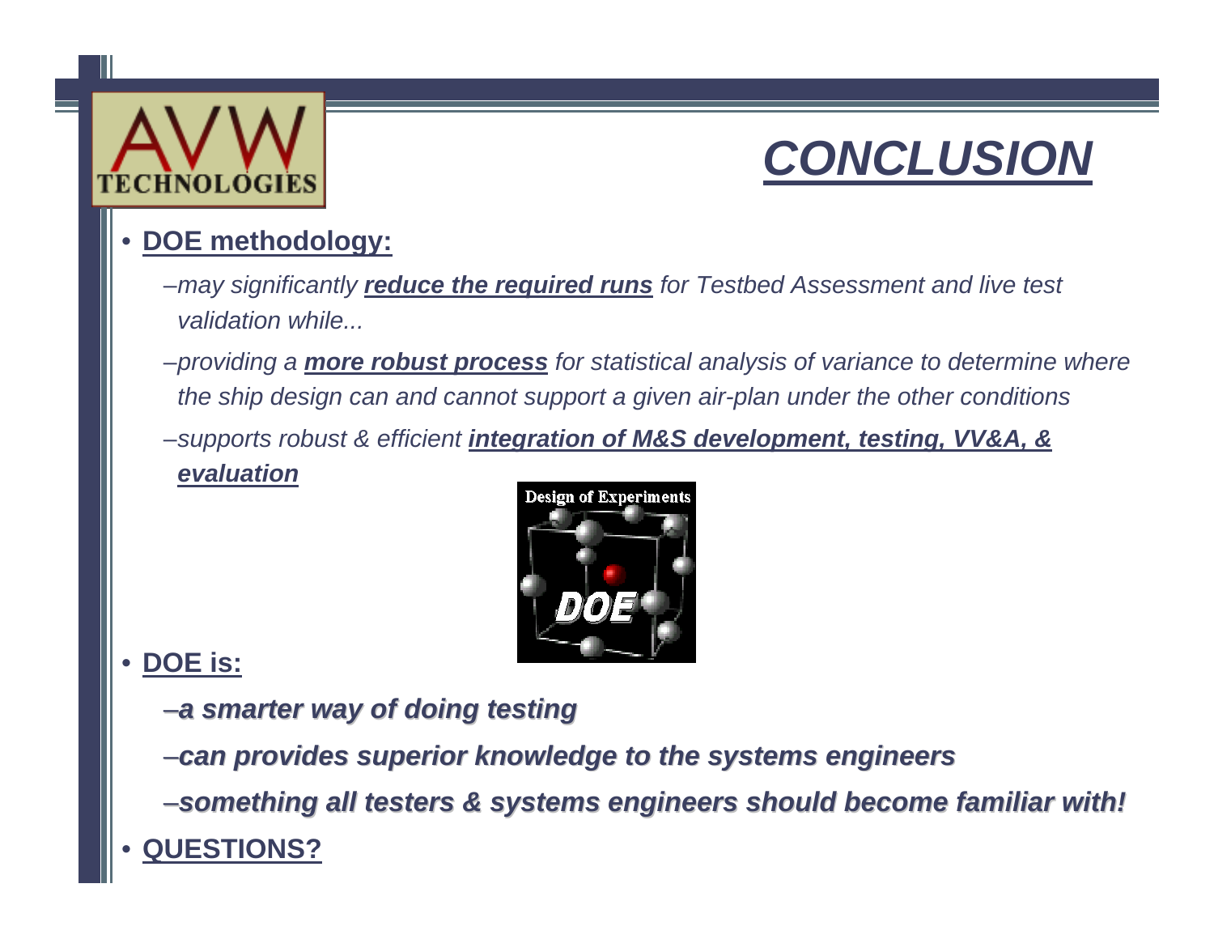# CONCLUSION

- **DOE methodology:**
  - *may significantly **reduce the required runs** for Testbed Assessment and live test validation while...*
  - *providing a **more robust process** for statistical analysis of variance to determine where the ship design can and cannot support a given air-plan under the other conditions*
  - *supports robust & efficient **integration of M&S development, testing, VV&A, & evaluation***
- **DOE is:**
  - ***a smarter way of doing testing***
  - ***can provides superior knowledge to the systems engineers***
  - ***something all testers & systems engineers should become familiar with!***
- **QUESTIONS?**